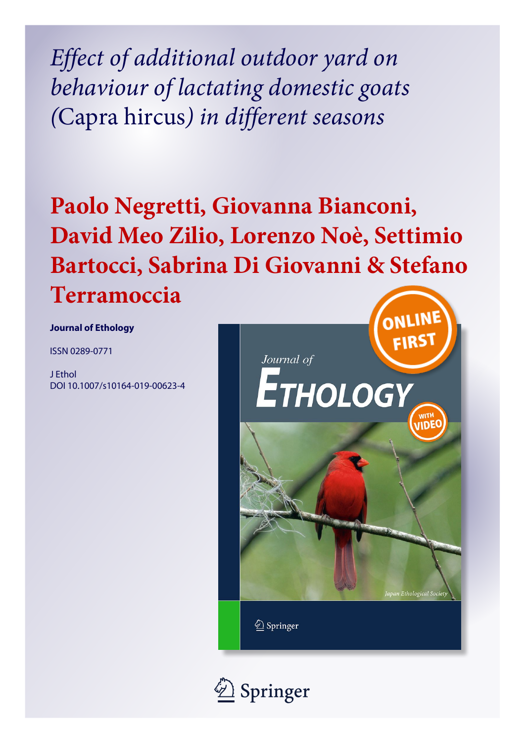*Effect of additional outdoor yard on behaviour of lactating domestic goats (*Capra hircus*) in different seasons*

# Paolo Negretti, Giovanna Bianconi, David Meo Zilio, Lorenzo Noè, Settimio Bartocci, Sabrina Di Giovanni & Stefano Terramoccia

**Journal of Ethology**

ISSN 0289-0771

J Ethol
DOI 10.1007/s10164-019-00623-4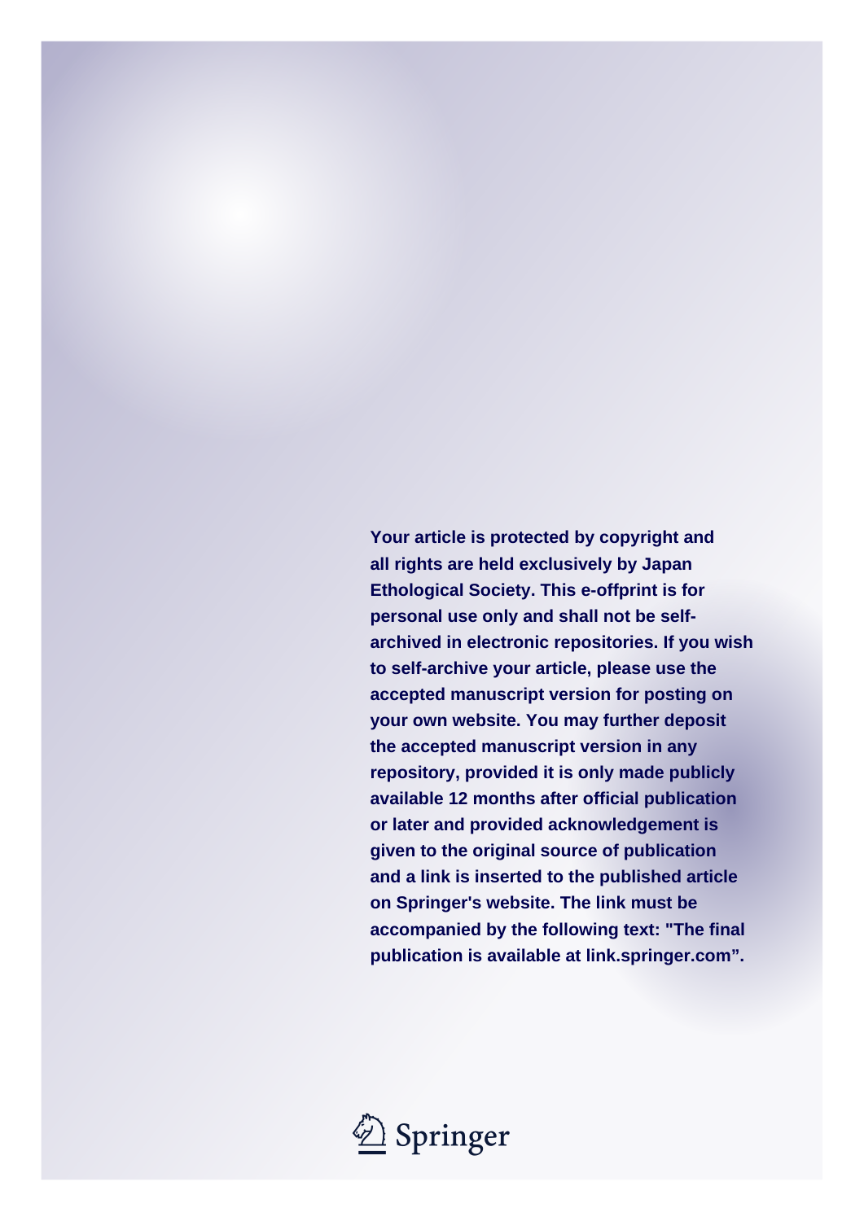Your article is protected by copyright and all rights are held exclusively by Japan Ethological Society. This e-offprint is for personal use only and shall not be self-archived in electronic repositories. If you wish to self-archive your article, please use the accepted manuscript version for posting on your own website. You may further deposit the accepted manuscript version in any repository, provided it is only made publicly available 12 months after official publication or later and provided acknowledgement is given to the original source of publication and a link is inserted to the published article on Springer's website. The link must be accompanied by the following text: "The final publication is available at link.springer.com".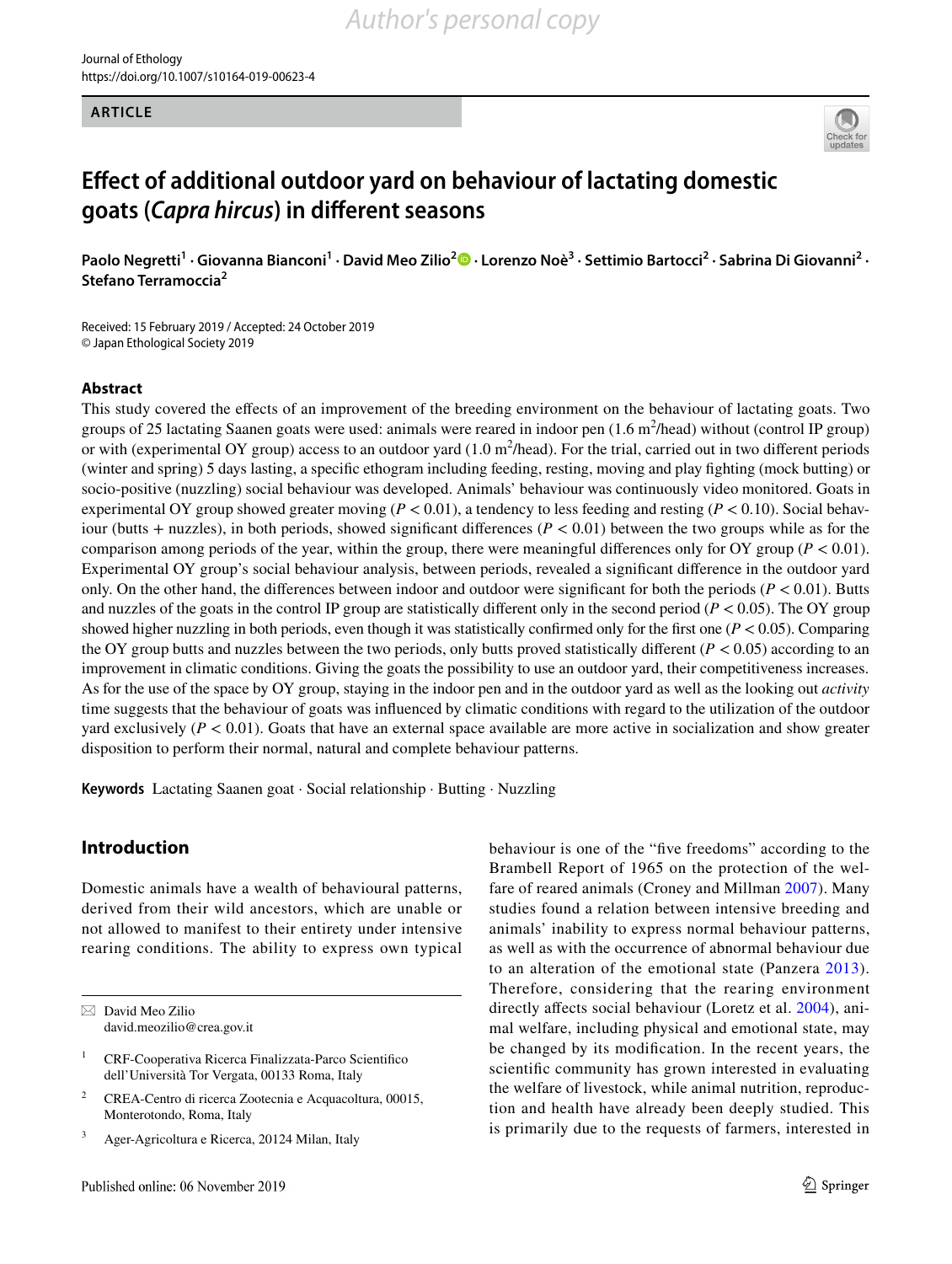Author's personal copy

Journal of Ethology
https://doi.org/10.1007/s10164-019-00623-4

**ARTICLE**

# Effect of additional outdoor yard on behaviour of lactating domestic goats (*Capra hircus*) in different seasons

**Paolo Negretti[1] · Giovanna Bianconi[1] · David Meo Zilio[2] · Lorenzo Noè[3] · Settimio Bartocci[2] · Sabrina Di Giovanni[2] · Stefano Terramoccia[2]**

Received: 15 February 2019 / Accepted: 24 October 2019
© Japan Ethological Society 2019

## Abstract

This study covered the effects of an improvement of the breeding environment on the behaviour of lactating goats. Two groups of 25 lactating Saanen goats were used: animals were reared in indoor pen (1.6 $m^2$/head) without (control IP group) or with (experimental OY group) access to an outdoor yard (1.0 $m^2$/head). For the trial, carried out in two different periods (winter and spring) 5 days lasting, a specific ethogram including feeding, resting, moving and play fighting (mock butting) or socio-positive (nuzzling) social behaviour was developed. Animals' behaviour was continuously video monitored. Goats in experimental OY group showed greater moving ($P < 0.01$), a tendency to less feeding and resting ($P < 0.10$). Social behaviour (butts + nuzzles), in both periods, showed significant differences ($P < 0.01$) between the two groups while as for the comparison among periods of the year, within the group, there were meaningful differences only for OY group ($P < 0.01$). Experimental OY group's social behaviour analysis, between periods, revealed a significant difference in the outdoor yard only. On the other hand, the differences between indoor and outdoor were significant for both the periods ($P < 0.01$). Butts and nuzzles of the goats in the control IP group are statistically different only in the second period ($P < 0.05$). The OY group showed higher nuzzling in both periods, even though it was statistically confirmed only for the first one ($P < 0.05$). Comparing the OY group butts and nuzzles between the two periods, only butts proved statistically different ($P < 0.05$) according to an improvement in climatic conditions. Giving the goats the possibility to use an outdoor yard, their competitiveness increases. As for the use of the space by OY group, staying in the indoor pen and in the outdoor yard as well as the looking out *activity* time suggests that the behaviour of goats was influenced by climatic conditions with regard to the utilization of the outdoor yard exclusively ($P < 0.01$). Goats that have an external space available are more active in socialization and show greater disposition to perform their normal, natural and complete behaviour patterns.

**Keywords** Lactating Saanen goat · Social relationship · Butting · Nuzzling

## Introduction

Domestic animals have a wealth of behavioural patterns, derived from their wild ancestors, which are unable or not allowed to manifest to their entirety under intensive rearing conditions. The ability to express own typical behaviour is one of the "five freedoms" according to the Brambell Report of 1965 on the protection of the welfare of reared animals (Croney and Millman 2007). Many studies found a relation between intensive breeding and animals' inability to express normal behaviour patterns, as well as with the occurrence of abnormal behaviour due to an alteration of the emotional state (Panzera 2013). Therefore, considering that the rearing environment directly affects social behaviour (Loretz et al. 2004), animal welfare, including physical and emotional state, may be changed by its modification. In the recent years, the scientific community has grown interested in evaluating the welfare of livestock, while animal nutrition, reproduction and health have already been deeply studied. This is primarily due to the requests of farmers, interested in

✉ David Meo Zilio
david.meozilio@crea.gov.it

[1] CRF-Cooperativa Ricerca Finalizzata-Parco Scientifico dell'Università Tor Vergata, 00133 Roma, Italy

[2] CREA-Centro di ricerca Zootecnia e Acquacoltura, 00015, Monterotondo, Roma, Italy

[3] Ager-Agricoltura e Ricerca, 20124 Milan, Italy

Published online: 06 November 2019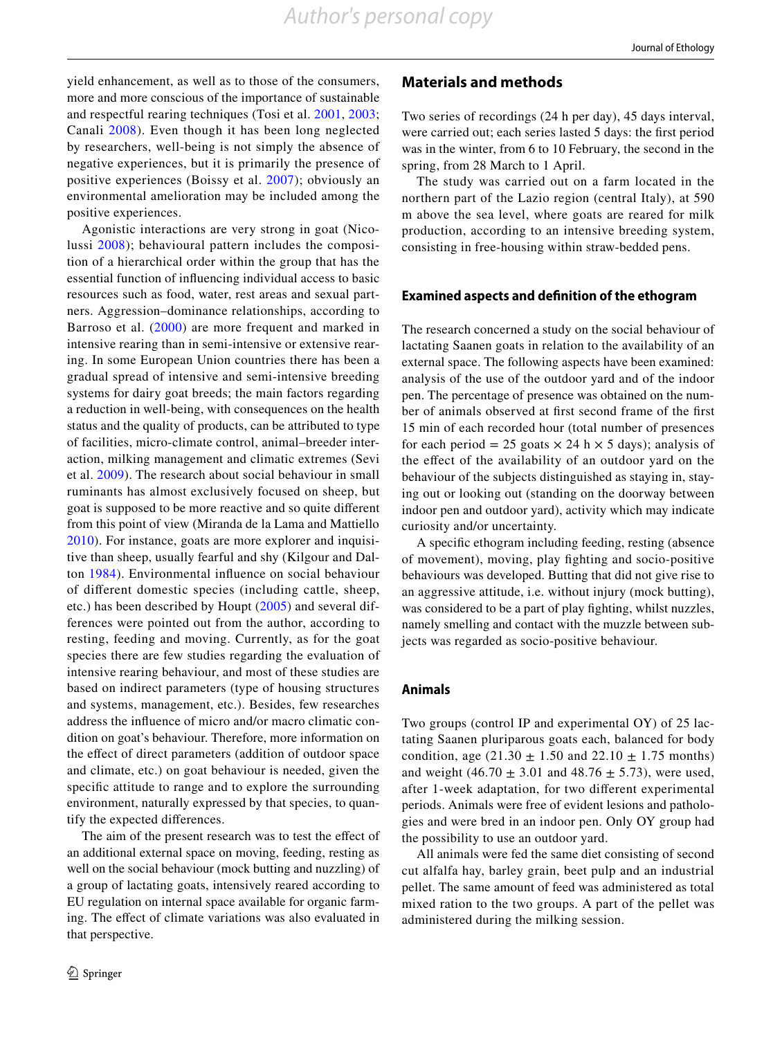yield enhancement, as well as to those of the consumers, more and more conscious of the importance of sustainable and respectful rearing techniques (Tosi et al. 2001, 2003; Canali 2008). Even though it has been long neglected by researchers, well-being is not simply the absence of negative experiences, but it is primarily the presence of positive experiences (Boissy et al. 2007); obviously an environmental amelioration may be included among the positive experiences.

Agonistic interactions are very strong in goat (Nicolussi 2008); behavioural pattern includes the composition of a hierarchical order within the group that has the essential function of influencing individual access to basic resources such as food, water, rest areas and sexual partners. Aggression–dominance relationships, according to Barroso et al. (2000) are more frequent and marked in intensive rearing than in semi-intensive or extensive rearing. In some European Union countries there has been a gradual spread of intensive and semi-intensive breeding systems for dairy goat breeds; the main factors regarding a reduction in well-being, with consequences on the health status and the quality of products, can be attributed to type of facilities, micro-climate control, animal–breeder interaction, milking management and climatic extremes (Sevi et al. 2009). The research about social behaviour in small ruminants has almost exclusively focused on sheep, but goat is supposed to be more reactive and so quite different from this point of view (Miranda de la Lama and Mattiello 2010). For instance, goats are more explorer and inquisitive than sheep, usually fearful and shy (Kilgour and Dalton 1984). Environmental influence on social behaviour of different domestic species (including cattle, sheep, etc.) has been described by Houpt (2005) and several differences were pointed out from the author, according to resting, feeding and moving. Currently, as for the goat species there are few studies regarding the evaluation of intensive rearing behaviour, and most of these studies are based on indirect parameters (type of housing structures and systems, management, etc.). Besides, few researches address the influence of micro and/or macro climatic condition on goat's behaviour. Therefore, more information on the effect of direct parameters (addition of outdoor space and climate, etc.) on goat behaviour is needed, given the specific attitude to range and to explore the surrounding environment, naturally expressed by that species, to quantify the expected differences.

The aim of the present research was to test the effect of an additional external space on moving, feeding, resting as well as on the social behaviour (mock butting and nuzzling) of a group of lactating goats, intensively reared according to EU regulation on internal space available for organic farming. The effect of climate variations was also evaluated in that perspective.

## Materials and methods

Two series of recordings (24 h per day), 45 days interval, were carried out; each series lasted 5 days: the first period was in the winter, from 6 to 10 February, the second in the spring, from 28 March to 1 April.

The study was carried out on a farm located in the northern part of the Lazio region (central Italy), at 590 m above the sea level, where goats are reared for milk production, according to an intensive breeding system, consisting in free-housing within straw-bedded pens.

### Examined aspects and definition of the ethogram

The research concerned a study on the social behaviour of lactating Saanen goats in relation to the availability of an external space. The following aspects have been examined: analysis of the use of the outdoor yard and of the indoor pen. The percentage of presence was obtained on the number of animals observed at first second frame of the first 15 min of each recorded hour (total number of presences for each period = 25 goats × 24 h × 5 days); analysis of the effect of the availability of an outdoor yard on the behaviour of the subjects distinguished as staying in, staying out or looking out (standing on the doorway between indoor pen and outdoor yard), activity which may indicate curiosity and/or uncertainty.

A specific ethogram including feeding, resting (absence of movement), moving, play fighting and socio-positive behaviours was developed. Butting that did not give rise to an aggressive attitude, i.e. without injury (mock butting), was considered to be a part of play fighting, whilst nuzzles, namely smelling and contact with the muzzle between subjects was regarded as socio-positive behaviour.

### Animals

Two groups (control IP and experimental OY) of 25 lactating Saanen pluriparous goats each, balanced for body condition, age (21.30 ± 1.50 and 22.10 ± 1.75 months) and weight (46.70 ± 3.01 and 48.76 ± 5.73), were used, after 1-week adaptation, for two different experimental periods. Animals were free of evident lesions and pathologies and were bred in an indoor pen. Only OY group had the possibility to use an outdoor yard.

All animals were fed the same diet consisting of second cut alfalfa hay, barley grain, beet pulp and an industrial pellet. The same amount of feed was administered as total mixed ration to the two groups. A part of the pellet was administered during the milking session.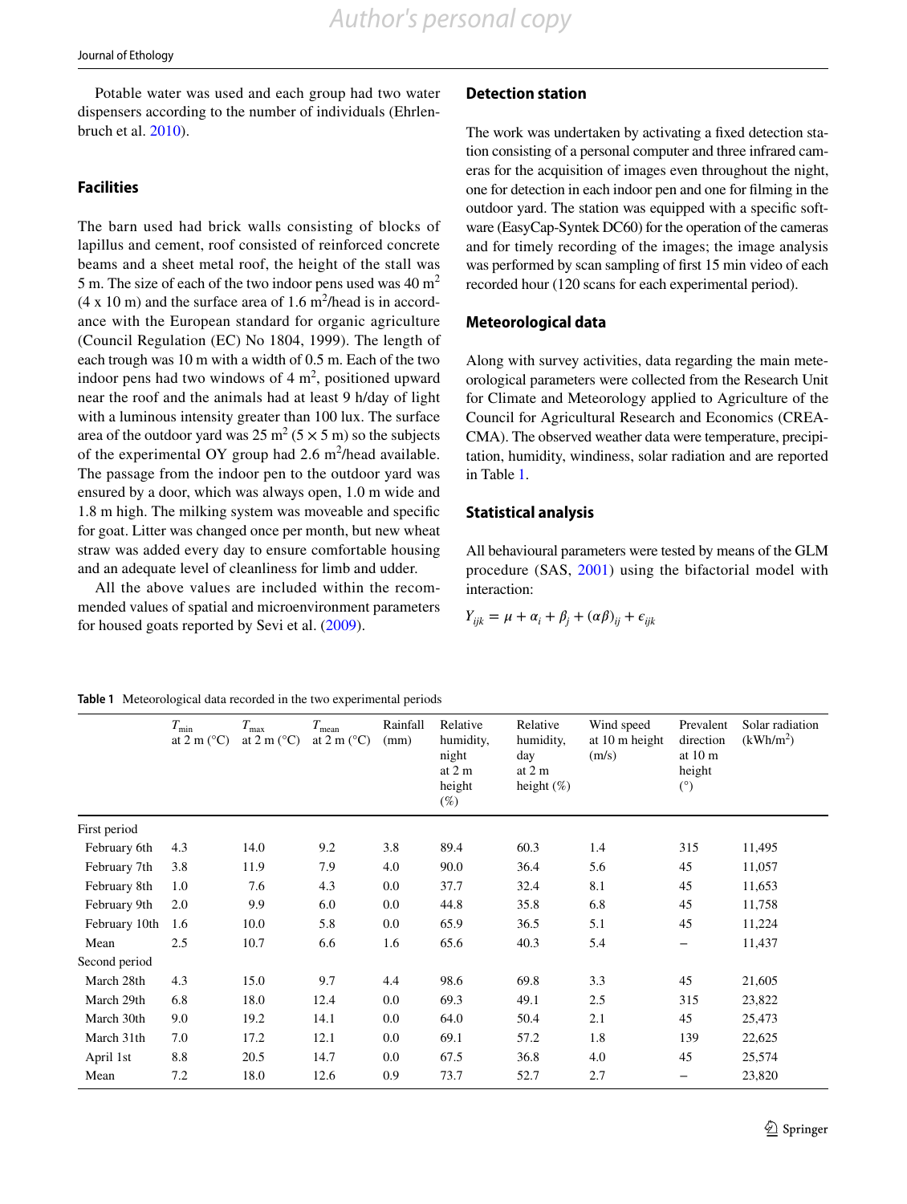Potable water was used and each group had two water dispensers according to the number of individuals (Ehrlenbruch et al. 2010).

## Facilities

The barn used had brick walls consisting of blocks of lapillus and cement, roof consisted of reinforced concrete beams and a sheet metal roof, the height of the stall was 5 m. The size of each of the two indoor pens used was 40 $m^2$ (4 x 10 m) and the surface area of 1.6 $m^2$/head is in accordance with the European standard for organic agriculture (Council Regulation (EC) No 1804, 1999). The length of each trough was 10 m with a width of 0.5 m. Each of the two indoor pens had two windows of 4 $m^2$, positioned upward near the roof and the animals had at least 9 h/day of light with a luminous intensity greater than 100 lux. The surface area of the outdoor yard was 25 $m^2$ (5 × 5 m) so the subjects of the experimental OY group had 2.6 $m^2$/head available. The passage from the indoor pen to the outdoor yard was ensured by a door, which was always open, 1.0 m wide and 1.8 m high. The milking system was moveable and specific for goat. Litter was changed once per month, but new wheat straw was added every day to ensure comfortable housing and an adequate level of cleanliness for limb and udder.

All the above values are included within the recommended values of spatial and microenvironment parameters for housed goats reported by Sevi et al. (2009).

## Detection station

The work was undertaken by activating a fixed detection station consisting of a personal computer and three infrared cameras for the acquisition of images even throughout the night, one for detection in each indoor pen and one for filming in the outdoor yard. The station was equipped with a specific software (EasyCap-Syntek DC60) for the operation of the cameras and for timely recording of the images; the image analysis was performed by scan sampling of first 15 min video of each recorded hour (120 scans for each experimental period).

## Meteorological data

Along with survey activities, data regarding the main meteorological parameters were collected from the Research Unit for Climate and Meteorology applied to Agriculture of the Council for Agricultural Research and Economics (CREA-CMA). The observed weather data were temperature, precipitation, humidity, windiness, solar radiation and are reported in Table 1.

## Statistical analysis

All behavioural parameters were tested by means of the GLM procedure (SAS, 2001) using the bifactorial model with interaction:

$$Y_{ijk} = \mu + \alpha_i + \beta_j + (\alpha\beta)_{ij} + \epsilon_{ijk}$$

**Table 1** Meteorological data recorded in the two experimental periods

| | $T_{min}$ at 2 m (°C) | $T_{max}$ at 2 m (°C) | $T_{mean}$ at 2 m (°C) | Rainfall (mm) | Relative humidity, night at 2 m height (%) | Relative humidity, day at 2 m height (%) | Wind speed at 10 m height (m/s) | Prevalent direction at 10 m height (°) | Solar radiation (kWh/$m^2$) |
|---|---|---|---|---|---|---|---|---|---|
| First period | | | | | | | | | |
| February 6th | 4.3 | 14.0 | 9.2 | 3.8 | 89.4 | 60.3 | 1.4 | 315 | 11,495 |
| February 7th | 3.8 | 11.9 | 7.9 | 4.0 | 90.0 | 36.4 | 5.6 | 45 | 11,057 |
| February 8th | 1.0 | 7.6 | 4.3 | 0.0 | 37.7 | 32.4 | 8.1 | 45 | 11,653 |
| February 9th | 2.0 | 9.9 | 6.0 | 0.0 | 44.8 | 35.8 | 6.8 | 45 | 11,758 |
| February 10th | 1.6 | 10.0 | 5.8 | 0.0 | 65.9 | 36.5 | 5.1 | 45 | 11,224 |
| Mean | 2.5 | 10.7 | 6.6 | 1.6 | 65.6 | 40.3 | 5.4 | – | 11,437 |
| Second period | | | | | | | | | |
| March 28th | 4.3 | 15.0 | 9.7 | 4.4 | 98.6 | 69.8 | 3.3 | 45 | 21,605 |
| March 29th | 6.8 | 18.0 | 12.4 | 0.0 | 69.3 | 49.1 | 2.5 | 315 | 23,822 |
| March 30th | 9.0 | 19.2 | 14.1 | 0.0 | 64.0 | 50.4 | 2.1 | 45 | 25,473 |
| March 31th | 7.0 | 17.2 | 12.1 | 0.0 | 69.1 | 57.2 | 1.8 | 139 | 22,625 |
| April 1st | 8.8 | 20.5 | 14.7 | 0.0 | 67.5 | 36.8 | 4.0 | 45 | 25,574 |
| Mean | 7.2 | 18.0 | 12.6 | 0.9 | 73.7 | 52.7 | 2.7 | – | 23,820 |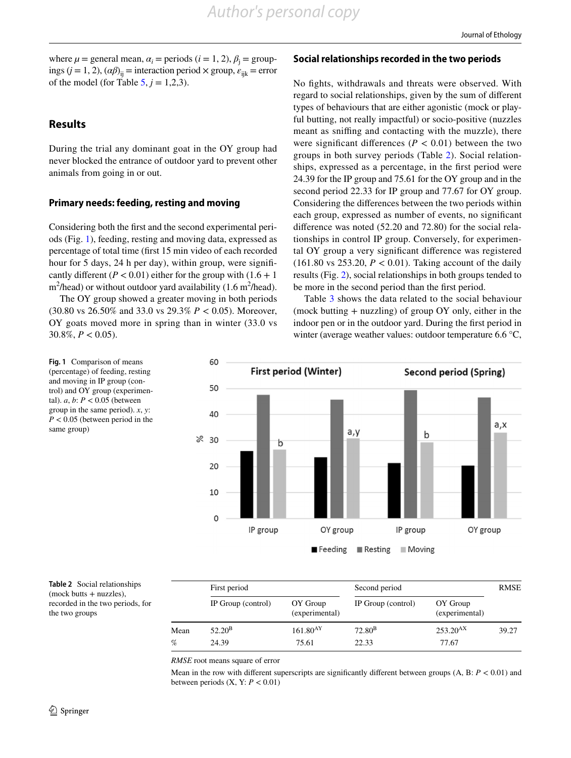where $\mu$ = general mean, $\alpha_i$ = periods ($i$ = 1, 2), $\beta_j$ = groupings ($j$ = 1, 2), $(\alpha\beta)_{ij}$ = interaction period × group, $\varepsilon_{ijk}$ = error of the model (for Table 5, $j$ = 1,2,3).

## Results

During the trial any dominant goat in the OY group had never blocked the entrance of outdoor yard to prevent other animals from going in or out.

### Primary needs: feeding, resting and moving

Considering both the first and the second experimental periods (Fig. 1), feeding, resting and moving data, expressed as percentage of total time (first 15 min video of each recorded hour for 5 days, 24 h per day), within group, were significantly different ($P < 0.01$) either for the group with (1.6 + 1 $m^2$/head) or without outdoor yard availability (1.6 $m^2$/head).

The OY group showed a greater moving in both periods (30.80 vs 26.50% and 33.0 vs 29.3% $P < 0.05$). Moreover, OY goats moved more in spring than in winter (33.0 vs 30.8%, $P < 0.05$).

**Fig. 1** Comparison of means (percentage) of feeding, resting and moving in IP group (control) and OY group (experimental). *a*, *b*: $P < 0.05$ (between group in the same period). *x*, *y*: $P < 0.05$ (between period in the same group)

### Social relationships recorded in the two periods

No fights, withdrawals and threats were observed. With regard to social relationships, given by the sum of different types of behaviours that are either agonistic (mock or playful butting, not really impactful) or socio-positive (nuzzles meant as sniffing and contacting with the muzzle), there were significant differences ($P < 0.01$) between the two groups in both survey periods (Table 2). Social relationships, expressed as a percentage, in the first period were 24.39 for the IP group and 75.61 for the OY group and in the second period 22.33 for IP group and 77.67 for OY group. Considering the differences between the two periods within each group, expressed as number of events, no significant difference was noted (52.20 and 72.80) for the social relationships in control IP group. Conversely, for experimental OY group a very significant difference was registered (161.80 vs 253.20, $P < 0.01$). Taking account of the daily results (Fig. 2), social relationships in both groups tended to be more in the second period than the first period.

Table 3 shows the data related to the social behaviour (mock butting + nuzzling) of group OY only, either in the indoor pen or in the outdoor yard. During the first period in winter (average weather values: outdoor temperature 6.6 °C,

**Table 2** Social relationships (mock butts + nuzzles), recorded in the two periods, for the two groups

| | First period | | Second period | | RMSE |
|---|---|---|---|---|---|
| | IP Group (control) | OY Group (experimental) | IP Group (control) | OY Group (experimental) | |
| Mean | 52.20$^{B}$ | 161.80$^{AY}$ | 72.80$^{B}$ | 253.20$^{AX}$ | 39.27 |
| % | 24.39 | 75.61 | 22.33 | 77.67 | |

*RMSE* root means square of error

Mean in the row with different superscripts are significantly different between groups (A, B: $P < 0.01$) and between periods (X, Y: $P < 0.01$)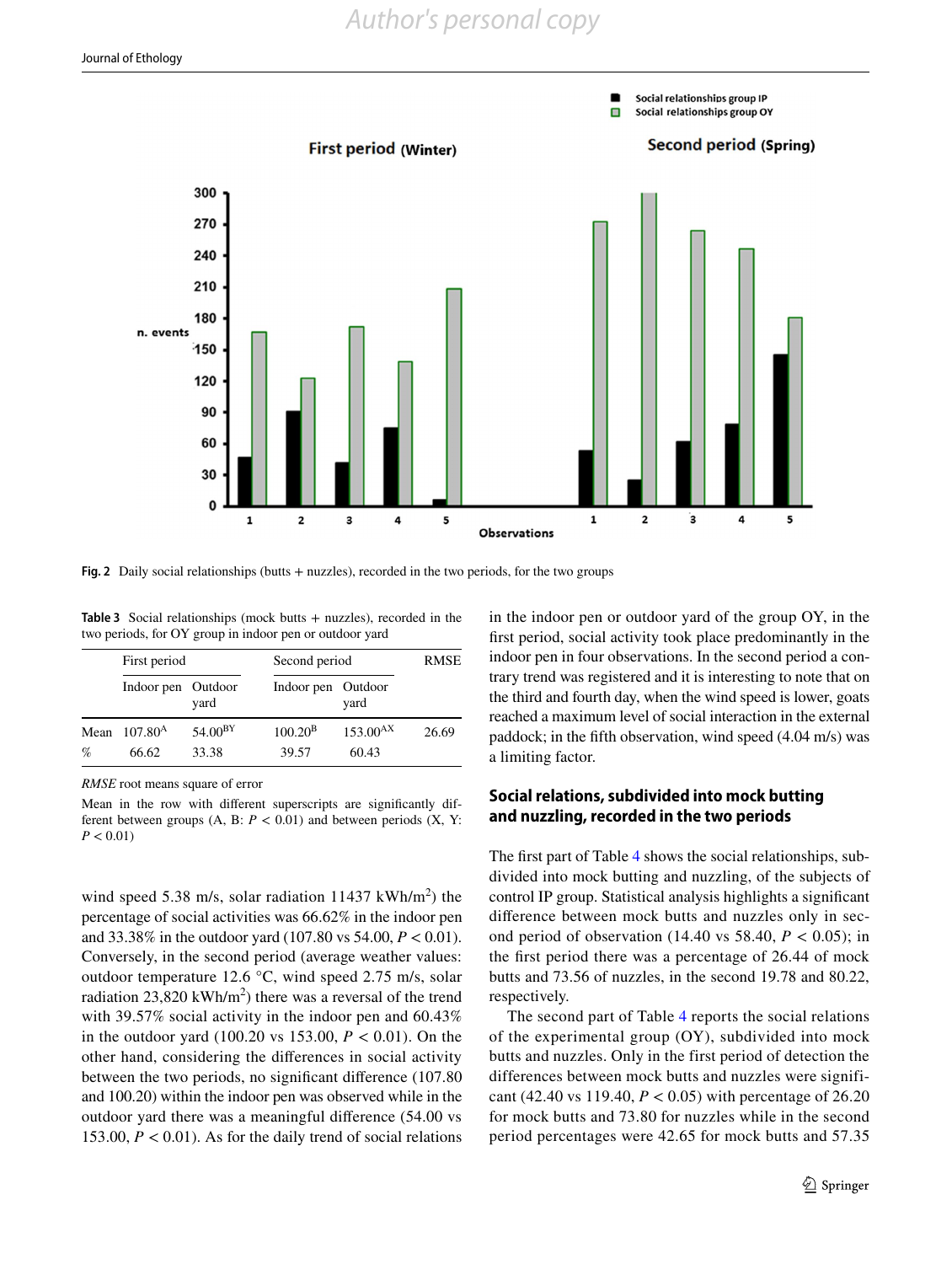Fig. 2 Daily social relationships (butts + nuzzles), recorded in the two periods, for the two groups

**Table 3** Social relationships (mock butts + nuzzles), recorded in the two periods, for OY group in indoor pen or outdoor yard

| | First period | | Second period | | RMSE |
|---|---|---|---|---|---|
| | Indoor pen | Outdoor yard | Indoor pen | Outdoor yard | |
| Mean | $107.80^{A}$ | $54.00^{BY}$ | $100.20^{B}$ | $153.00^{AX}$ | 26.69 |
| % | 66.62 | 33.38 | 39.57 | 60.43 | |

*RMSE* root means square of error

Mean in the row with different superscripts are significantly different between groups (A, B: $P < 0.01$) and between periods (X, Y: $P < 0.01$)

wind speed 5.38 m/s, solar radiation 11437 kWh/m$^2$) the percentage of social activities was 66.62% in the indoor pen and 33.38% in the outdoor yard (107.80 vs 54.00, $P < 0.01$). Conversely, in the second period (average weather values: outdoor temperature 12.6 °C, wind speed 2.75 m/s, solar radiation 23,820 kWh/m$^2$) there was a reversal of the trend with 39.57% social activity in the indoor pen and 60.43% in the outdoor yard (100.20 vs 153.00, $P < 0.01$). On the other hand, considering the differences in social activity between the two periods, no significant difference (107.80 and 100.20) within the indoor pen was observed while in the outdoor yard there was a meaningful difference (54.00 vs 153.00, $P < 0.01$). As for the daily trend of social relations in the indoor pen or outdoor yard of the group OY, in the first period, social activity took place predominantly in the indoor pen in four observations. In the second period a contrary trend was registered and it is interesting to note that on the third and fourth day, when the wind speed is lower, goats reached a maximum level of social interaction in the external paddock; in the fifth observation, wind speed (4.04 m/s) was a limiting factor.

## Social relations, subdivided into mock butting and nuzzling, recorded in the two periods

The first part of Table 4 shows the social relationships, subdivided into mock butting and nuzzling, of the subjects of control IP group. Statistical analysis highlights a significant difference between mock butts and nuzzles only in second period of observation (14.40 vs 58.40, $P < 0.05$); in the first period there was a percentage of 26.44 of mock butts and 73.56 of nuzzles, in the second 19.78 and 80.22, respectively.

The second part of Table 4 reports the social relations of the experimental group (OY), subdivided into mock butts and nuzzles. Only in the first period of detection the differences between mock butts and nuzzles were significant (42.40 vs 119.40, $P < 0.05$) with percentage of 26.20 for mock butts and 73.80 for nuzzles while in the second period percentages were 42.65 for mock butts and 57.35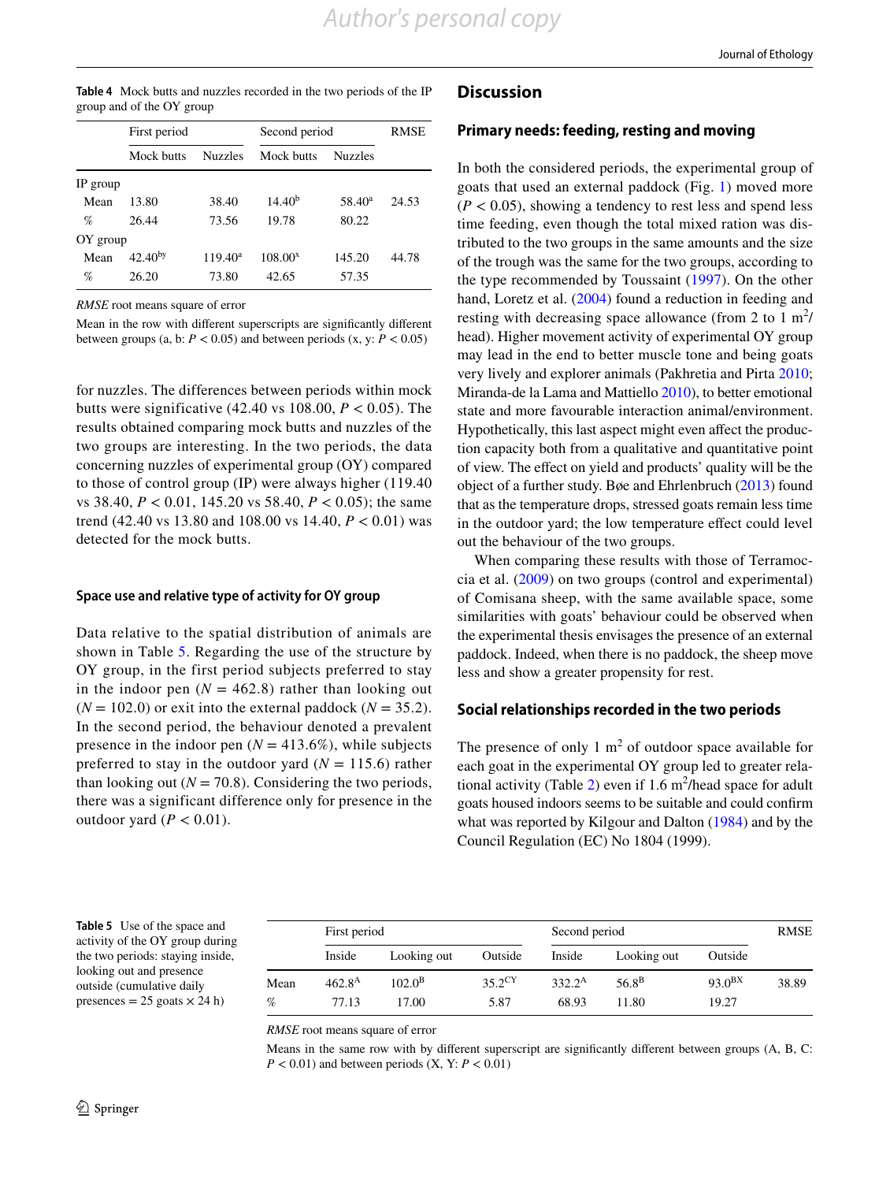**Table 4** Mock butts and nuzzles recorded in the two periods of the IP group and of the OY group

| | First period | | Second period | | RMSE |
|---|---|---|---|---|---|
| | Mock butts | Nuzzles | Mock butts | Nuzzles | |
| IP group | | | | | |
| Mean | 13.80 | 38.40 | 14.40$^{b}$ | 58.40$^{a}$ | 24.53 |
| % | 26.44 | 73.56 | 19.78 | 80.22 | |
| OY group | | | | | |
| Mean | 42.40$^{by}$ | 119.40$^{a}$ | 108.00$^{x}$ | 145.20 | 44.78 |
| % | 26.20 | 73.80 | 42.65 | 57.35 | |

*RMSE* root means square of error

Mean in the row with different superscripts are significantly different between groups (a, b: $P < 0.05$) and between periods (x, y: $P < 0.05$)

for nuzzles. The differences between periods within mock butts were significative (42.40 vs 108.00, $P < 0.05$). The results obtained comparing mock butts and nuzzles of the two groups are interesting. In the two periods, the data concerning nuzzles of experimental group (OY) compared to those of control group (IP) were always higher (119.40 vs 38.40, $P < 0.01$, 145.20 vs 58.40, $P < 0.05$); the same trend (42.40 vs 13.80 and 108.00 vs 14.40, $P < 0.01$) was detected for the mock butts.

### Space use and relative type of activity for OY group

Data relative to the spatial distribution of animals are shown in Table 5. Regarding the use of the structure by OY group, in the first period subjects preferred to stay in the indoor pen ($N = 462.8$) rather than looking out ($N = 102.0$) or exit into the external paddock ($N = 35.2$). In the second period, the behaviour denoted a prevalent presence in the indoor pen ($N = 413.6\%$), while subjects preferred to stay in the outdoor yard ($N = 115.6$) rather than looking out ($N = 70.8$). Considering the two periods, there was a significant difference only for presence in the outdoor yard ($P < 0.01$).

## Discussion

### Primary needs: feeding, resting and moving

In both the considered periods, the experimental group of goats that used an external paddock (Fig. 1) moved more ($P < 0.05$), showing a tendency to rest less and spend less time feeding, even though the total mixed ration was distributed to the two groups in the same amounts and the size of the trough was the same for the two groups, according to the type recommended by Toussaint (1997). On the other hand, Loretz et al. (2004) found a reduction in feeding and resting with decreasing space allowance (from 2 to 1 m$^{2}$/head). Higher movement activity of experimental OY group may lead in the end to better muscle tone and being goats very lively and explorer animals (Pakhretia and Pirta 2010; Miranda-de la Lama and Mattiello 2010), to better emotional state and more favourable interaction animal/environment. Hypothetically, this last aspect might even affect the production capacity both from a qualitative and quantitative point of view. The effect on yield and products' quality will be the object of a further study. Bøe and Ehrlenbruch (2013) found that as the temperature drops, stressed goats remain less time in the outdoor yard; the low temperature effect could level out the behaviour of the two groups.

When comparing these results with those of Terramoccia et al. (2009) on two groups (control and experimental) of Comisana sheep, with the same available space, some similarities with goats' behaviour could be observed when the experimental thesis envisages the presence of an external paddock. Indeed, when there is no paddock, the sheep move less and show a greater propensity for rest.

### Social relationships recorded in the two periods

The presence of only 1 m$^{2}$ of outdoor space available for each goat in the experimental OY group led to greater relational activity (Table 2) even if 1.6 m$^{2}$/head space for adult goats housed indoors seems to be suitable and could confirm what was reported by Kilgour and Dalton (1984) and by the Council Regulation (EC) No 1804 (1999).

**Table 5** Use of the space and activity of the OY group during the two periods: staying inside, looking out and presence outside (cumulative daily presences = 25 goats × 24 h)

| | First period | | | Second period | | | RMSE |
|---|---|---|---|---|---|---|---|
| | Inside | Looking out | Outside | Inside | Looking out | Outside | |
| Mean | 462.8$^{A}$ | 102.0$^{B}$ | 35.2$^{CY}$ | 332.2$^{A}$ | 56.8$^{B}$ | 93.0$^{BX}$ | 38.89 |
| % | 77.13 | 17.00 | 5.87 | 68.93 | 11.80 | 19.27 | |

*RMSE* root means square of error

Means in the same row with by different superscript are significantly different between groups (A, B, C: $P < 0.01$) and between periods (X, Y: $P < 0.01$)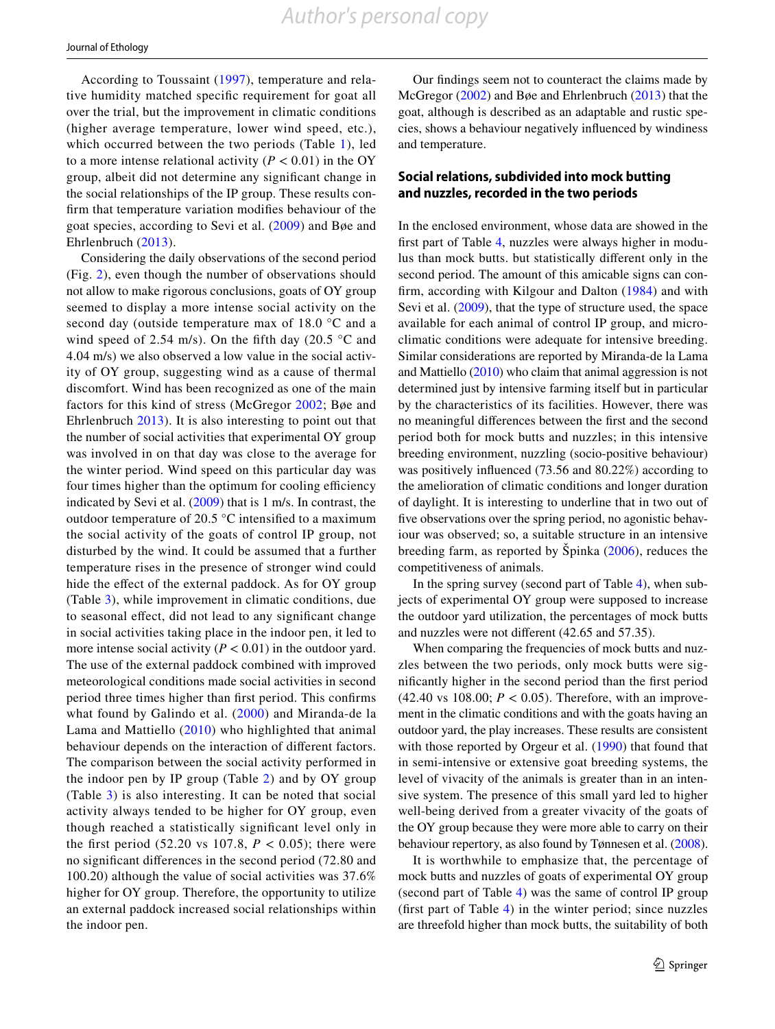According to Toussaint (1997), temperature and relative humidity matched specific requirement for goat all over the trial, but the improvement in climatic conditions (higher average temperature, lower wind speed, etc.), which occurred between the two periods (Table 1), led to a more intense relational activity ($P < 0.01$) in the OY group, albeit did not determine any significant change in the social relationships of the IP group. These results confirm that temperature variation modifies behaviour of the goat species, according to Sevi et al. (2009) and Bøe and Ehrlenbruch (2013).

Considering the daily observations of the second period (Fig. 2), even though the number of observations should not allow to make rigorous conclusions, goats of OY group seemed to display a more intense social activity on the second day (outside temperature max of 18.0 °C and a wind speed of 2.54 m/s). On the fifth day (20.5 °C and 4.04 m/s) we also observed a low value in the social activity of OY group, suggesting wind as a cause of thermal discomfort. Wind has been recognized as one of the main factors for this kind of stress (McGregor 2002; Bøe and Ehrlenbruch 2013). It is also interesting to point out that the number of social activities that experimental OY group was involved in on that day was close to the average for the winter period. Wind speed on this particular day was four times higher than the optimum for cooling efficiency indicated by Sevi et al. (2009) that is 1 m/s. In contrast, the outdoor temperature of 20.5 °C intensified to a maximum the social activity of the goats of control IP group, not disturbed by the wind. It could be assumed that a further temperature rises in the presence of stronger wind could hide the effect of the external paddock. As for OY group (Table 3), while improvement in climatic conditions, due to seasonal effect, did not lead to any significant change in social activities taking place in the indoor pen, it led to more intense social activity ($P < 0.01$) in the outdoor yard. The use of the external paddock combined with improved meteorological conditions made social activities in second period three times higher than first period. This confirms what found by Galindo et al. (2000) and Miranda-de la Lama and Mattiello (2010) who highlighted that animal behaviour depends on the interaction of different factors. The comparison between the social activity performed in the indoor pen by IP group (Table 2) and by OY group (Table 3) is also interesting. It can be noted that social activity always tended to be higher for OY group, even though reached a statistically significant level only in the first period (52.20 vs 107.8, $P < 0.05$); there were no significant differences in the second period (72.80 and 100.20) although the value of social activities was 37.6% higher for OY group. Therefore, the opportunity to utilize an external paddock increased social relationships within the indoor pen.

Our findings seem not to counteract the claims made by McGregor (2002) and Bøe and Ehrlenbruch (2013) that the goat, although is described as an adaptable and rustic species, shows a behaviour negatively influenced by windiness and temperature.

## Social relations, subdivided into mock butting and nuzzles, recorded in the two periods

In the enclosed environment, whose data are showed in the first part of Table 4, nuzzles were always higher in modulus than mock butts. but statistically different only in the second period. The amount of this amicable signs can confirm, according with Kilgour and Dalton (1984) and with Sevi et al. (2009), that the type of structure used, the space available for each animal of control IP group, and microclimatic conditions were adequate for intensive breeding. Similar considerations are reported by Miranda-de la Lama and Mattiello (2010) who claim that animal aggression is not determined just by intensive farming itself but in particular by the characteristics of its facilities. However, there was no meaningful differences between the first and the second period both for mock butts and nuzzles; in this intensive breeding environment, nuzzling (socio-positive behaviour) was positively influenced (73.56 and 80.22%) according to the amelioration of climatic conditions and longer duration of daylight. It is interesting to underline that in two out of five observations over the spring period, no agonistic behaviour was observed; so, a suitable structure in an intensive breeding farm, as reported by Špinka (2006), reduces the competitiveness of animals.

In the spring survey (second part of Table 4), when subjects of experimental OY group were supposed to increase the outdoor yard utilization, the percentages of mock butts and nuzzles were not different (42.65 and 57.35).

When comparing the frequencies of mock butts and nuzzles between the two periods, only mock butts were significantly higher in the second period than the first period (42.40 vs 108.00; $P < 0.05$). Therefore, with an improvement in the climatic conditions and with the goats having an outdoor yard, the play increases. These results are consistent with those reported by Orgeur et al. (1990) that found that in semi-intensive or extensive goat breeding systems, the level of vivacity of the animals is greater than in an intensive system. The presence of this small yard led to higher well-being derived from a greater vivacity of the goats of the OY group because they were more able to carry on their behaviour repertory, as also found by Tønnesen et al. (2008).

It is worthwhile to emphasize that, the percentage of mock butts and nuzzles of goats of experimental OY group (second part of Table 4) was the same of control IP group (first part of Table 4) in the winter period; since nuzzles are threefold higher than mock butts, the suitability of both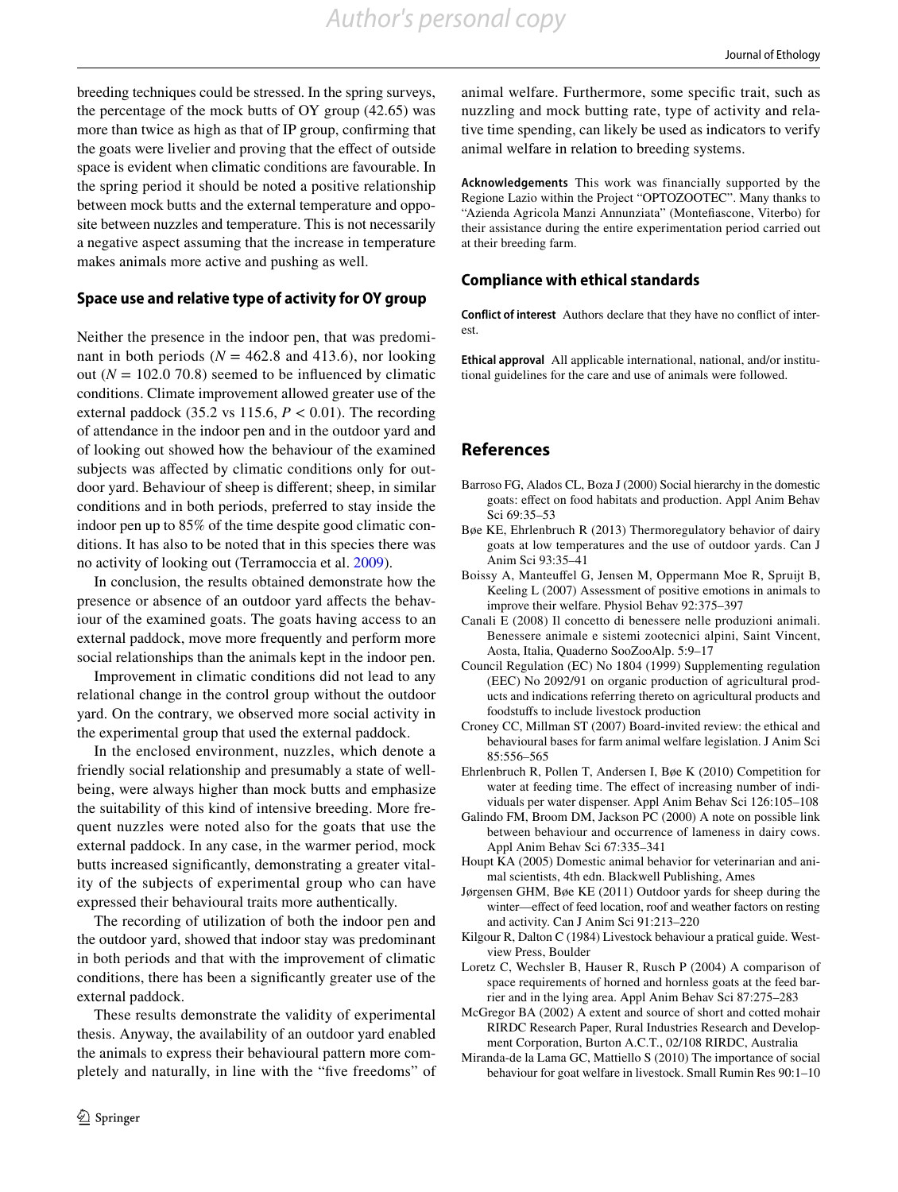breeding techniques could be stressed. In the spring surveys, the percentage of the mock butts of OY group (42.65) was more than twice as high as that of IP group, confirming that the goats were livelier and proving that the effect of outside space is evident when climatic conditions are favourable. In the spring period it should be noted a positive relationship between mock butts and the external temperature and opposite between nuzzles and temperature. This is not necessarily a negative aspect assuming that the increase in temperature makes animals more active and pushing as well.

### Space use and relative type of activity for OY group

Neither the presence in the indoor pen, that was predominant in both periods ($N$ = 462.8 and 413.6), nor looking out ($N$ = 102.0 70.8) seemed to be influenced by climatic conditions. Climate improvement allowed greater use of the external paddock (35.2 vs 115.6, $P < 0.01$). The recording of attendance in the indoor pen and in the outdoor yard and of looking out showed how the behaviour of the examined subjects was affected by climatic conditions only for outdoor yard. Behaviour of sheep is different; sheep, in similar conditions and in both periods, preferred to stay inside the indoor pen up to 85% of the time despite good climatic conditions. It has also to be noted that in this species there was no activity of looking out (Terramoccia et al. 2009).

In conclusion, the results obtained demonstrate how the presence or absence of an outdoor yard affects the behaviour of the examined goats. The goats having access to an external paddock, move more frequently and perform more social relationships than the animals kept in the indoor pen.

Improvement in climatic conditions did not lead to any relational change in the control group without the outdoor yard. On the contrary, we observed more social activity in the experimental group that used the external paddock.

In the enclosed environment, nuzzles, which denote a friendly social relationship and presumably a state of well-being, were always higher than mock butts and emphasize the suitability of this kind of intensive breeding. More frequent nuzzles were noted also for the goats that use the external paddock. In any case, in the warmer period, mock butts increased significantly, demonstrating a greater vitality of the subjects of experimental group who can have expressed their behavioural traits more authentically.

The recording of utilization of both the indoor pen and the outdoor yard, showed that indoor stay was predominant in both periods and that with the improvement of climatic conditions, there has been a significantly greater use of the external paddock.

These results demonstrate the validity of experimental thesis. Anyway, the availability of an outdoor yard enabled the animals to express their behavioural pattern more completely and naturally, in line with the "five freedoms" of animal welfare. Furthermore, some specific trait, such as nuzzling and mock butting rate, type of activity and relative time spending, can likely be used as indicators to verify animal welfare in relation to breeding systems.

**Acknowledgements** This work was financially supported by the Regione Lazio within the Project "OPTOZOOTEC". Many thanks to "Azienda Agricola Manzi Annunziata" (Montefiascone, Viterbo) for their assistance during the entire experimentation period carried out at their breeding farm.

### Compliance with ethical standards

**Conflict of interest** Authors declare that they have no conflict of interest.

**Ethical approval** All applicable international, national, and/or institutional guidelines for the care and use of animals were followed.

## References

Barroso FG, Alados CL, Boza J (2000) Social hierarchy in the domestic goats: effect on food habitats and production. Appl Anim Behav Sci 69:35–53

Bøe KE, Ehrlenbruch R (2013) Thermoregulatory behavior of dairy goats at low temperatures and the use of outdoor yards. Can J Anim Sci 93:35–41

Boissy A, Manteuffel G, Jensen M, Oppermann Moe R, Spruijt B, Keeling L (2007) Assessment of positive emotions in animals to improve their welfare. Physiol Behav 92:375–397

Canali E (2008) Il concetto di benessere nelle produzioni animali. Benessere animale e sistemi zootecnici alpini, Saint Vincent, Aosta, Italia, Quaderno SooZooAlp. 5:9–17

Council Regulation (EC) No 1804 (1999) Supplementing regulation (EEC) No 2092/91 on organic production of agricultural products and indications referring thereto on agricultural products and foodstuffs to include livestock production

Croney CC, Millman ST (2007) Board-invited review: the ethical and behavioural bases for farm animal welfare legislation. J Anim Sci 85:556–565

Ehrlenbruch R, Pollen T, Andersen I, Bøe K (2010) Competition for water at feeding time. The effect of increasing number of individuals per water dispenser. Appl Anim Behav Sci 126:105–108

Galindo FM, Broom DM, Jackson PC (2000) A note on possible link between behaviour and occurrence of lameness in dairy cows. Appl Anim Behav Sci 67:335–341

Houpt KA (2005) Domestic animal behavior for veterinarian and animal scientists, 4th edn. Blackwell Publishing, Ames

Jørgensen GHM, Bøe KE (2011) Outdoor yards for sheep during the winter—effect of feed location, roof and weather factors on resting and activity. Can J Anim Sci 91:213–220

Kilgour R, Dalton C (1984) Livestock behaviour a pratical guide. Westview Press, Boulder

Loretz C, Wechsler B, Hauser R, Rusch P (2004) A comparison of space requirements of horned and hornless goats at the feed barrier and in the lying area. Appl Anim Behav Sci 87:275–283

McGregor BA (2002) A extent and source of short and cotted mohair RIRDC Research Paper, Rural Industries Research and Development Corporation, Burton A.C.T., 02/108 RIRDC, Australia

Miranda-de la Lama GC, Mattiello S (2010) The importance of social behaviour for goat welfare in livestock. Small Rumin Res 90:1–10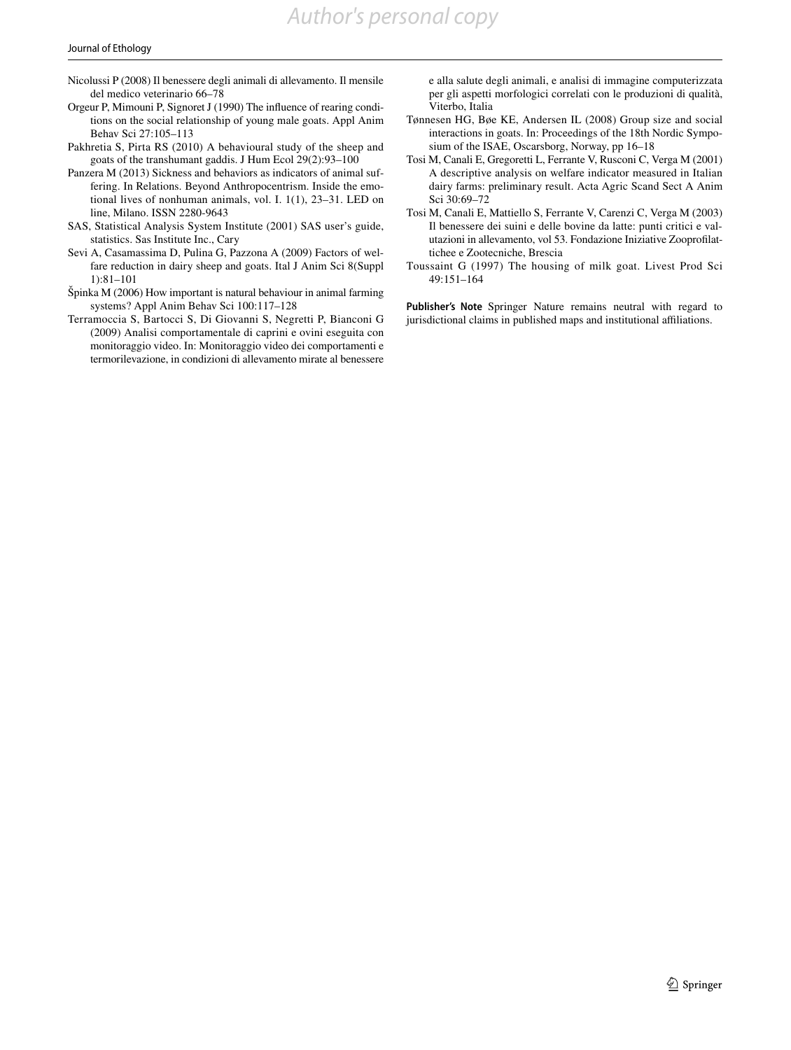Nicolussi P (2008) Il benessere degli animali di allevamento. Il mensile del medico veterinario 66–78

Orgeur P, Mimouni P, Signoret J (1990) The influence of rearing conditions on the social relationship of young male goats. Appl Anim Behav Sci 27:105–113

Pakhretia S, Pirta RS (2010) A behavioural study of the sheep and goats of the transhumant gaddis. J Hum Ecol 29(2):93–100

Panzera M (2013) Sickness and behaviors as indicators of animal suffering. In Relations. Beyond Anthropocentrism. Inside the emotional lives of nonhuman animals, vol. I. 1(1), 23–31. LED on line, Milano. ISSN 2280-9643

SAS, Statistical Analysis System Institute (2001) SAS user's guide, statistics. Sas Institute Inc., Cary

Sevi A, Casamassima D, Pulina G, Pazzona A (2009) Factors of welfare reduction in dairy sheep and goats. Ital J Anim Sci 8(Suppl 1):81–101

Špinka M (2006) How important is natural behaviour in animal farming systems? Appl Anim Behav Sci 100:117–128

Terramoccia S, Bartocci S, Di Giovanni S, Negretti P, Bianconi G (2009) Analisi comportamentale di caprini e ovini eseguita con monitoraggio video. In: Monitoraggio video dei comportamenti e termorilevazione, in condizioni di allevamento mirate al benessere e alla salute degli animali, e analisi di immagine computerizzata per gli aspetti morfologici correlati con le produzioni di qualità, Viterbo, Italia

Tønnesen HG, Bøe KE, Andersen IL (2008) Group size and social interactions in goats. In: Proceedings of the 18th Nordic Symposium of the ISAE, Oscarsborg, Norway, pp 16–18

Tosi M, Canali E, Gregoretti L, Ferrante V, Rusconi C, Verga M (2001) A descriptive analysis on welfare indicator measured in Italian dairy farms: preliminary result. Acta Agric Scand Sect A Anim Sci 30:69–72

Tosi M, Canali E, Mattiello S, Ferrante V, Carenzi C, Verga M (2003) Il benessere dei suini e delle bovine da latte: punti critici e valutazioni in allevamento, vol 53. Fondazione Iniziative Zooprofilattichee e Zootecniche, Brescia

Toussaint G (1997) The housing of milk goat. Livest Prod Sci 49:151–164

**Publisher's Note** Springer Nature remains neutral with regard to jurisdictional claims in published maps and institutional affiliations.